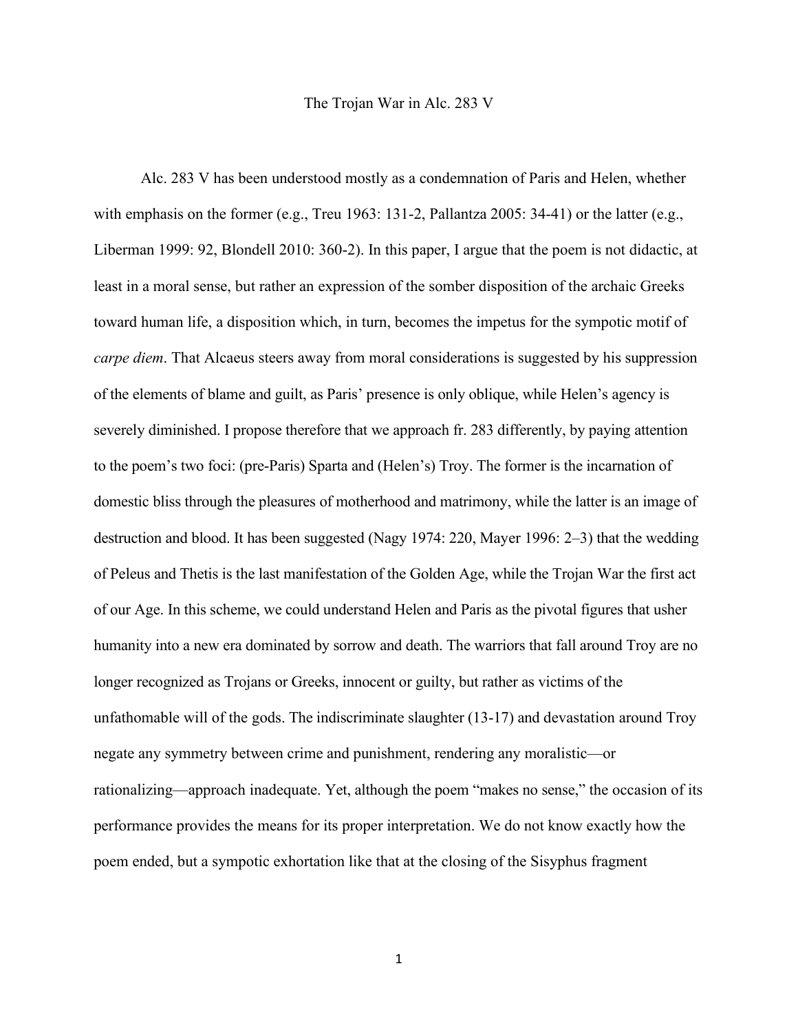# The Trojan War in Alc. 283 V

Alc. 283 V has been understood mostly as a condemnation of Paris and Helen, whether with emphasis on the former (e.g., Treu 1963: 131-2, Pallantza 2005: 34-41) or the latter (e.g., Liberman 1999: 92, Blondell 2010: 360-2). In this paper, I argue that the poem is not didactic, at least in a moral sense, but rather an expression of the somber disposition of the archaic Greeks toward human life, a disposition which, in turn, becomes the impetus for the sympotic motif of *carpe diem*. That Alcaeus steers away from moral considerations is suggested by his suppression of the elements of blame and guilt, as Paris' presence is only oblique, while Helen's agency is severely diminished. I propose therefore that we approach fr. 283 differently, by paying attention to the poem's two foci: (pre-Paris) Sparta and (Helen's) Troy. The former is the incarnation of domestic bliss through the pleasures of motherhood and matrimony, while the latter is an image of destruction and blood. It has been suggested (Nagy 1974: 220, Mayer 1996: 2–3) that the wedding of Peleus and Thetis is the last manifestation of the Golden Age, while the Trojan War the first act of our Age. In this scheme, we could understand Helen and Paris as the pivotal figures that usher humanity into a new era dominated by sorrow and death. The warriors that fall around Troy are no longer recognized as Trojans or Greeks, innocent or guilty, but rather as victims of the unfathomable will of the gods. The indiscriminate slaughter (13-17) and devastation around Troy negate any symmetry between crime and punishment, rendering any moralistic—or rationalizing—approach inadequate. Yet, although the poem "makes no sense," the occasion of its performance provides the means for its proper interpretation. We do not know exactly how the poem ended, but a sympotic exhortation like that at the closing of the Sisyphus fragment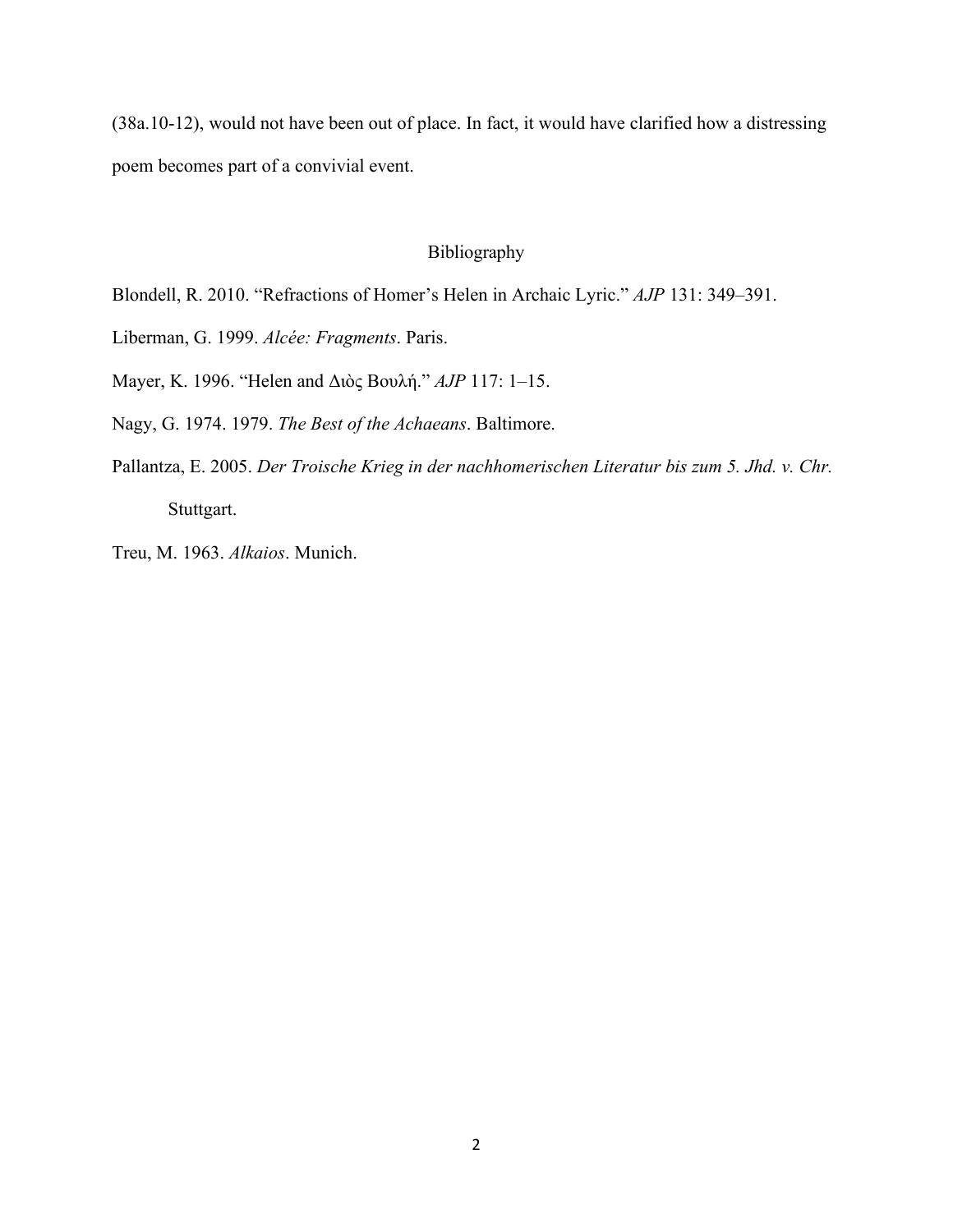(38a.10-12), would not have been out of place. In fact, it would have clarified how a distressing poem becomes part of a convivial event.

## Bibliography

Blondell, R. 2010. "Refractions of Homer's Helen in Archaic Lyric." *AJP* 131: 349–391.

Liberman, G. 1999. *Alcée: Fragments*. Paris.

Mayer, K. 1996. "Helen and Διὸς Βουλή." *AJP* 117: 1–15.

Nagy, G. 1974. 1979. *The Best of the Achaeans*. Baltimore.

Pallantza, E. 2005. *Der Troische Krieg in der nachhomerischen Literatur bis zum 5. Jhd. v. Chr.* Stuttgart.

Treu, M. 1963. *Alkaios*. Munich.